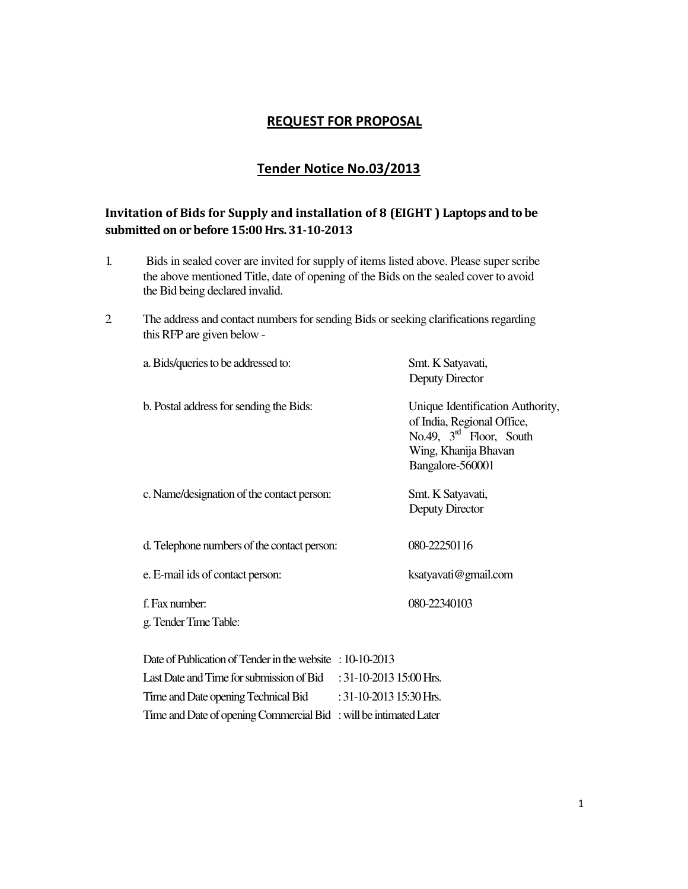# REQUEST FOR PROPOSAL

## Tender Notice No.03/2013

### Invitation of Bids for Supply and installation of 8 (EIGHT ) Laptops and to be submitted on or before 15:00 Hrs. 31-10-2013

1. Bids in sealed cover are invited for supply of items listed above. Please super scribe the above mentioned Title, date of opening of the Bids on the sealed cover to avoid the Bid being declared invalid.

2. The address and contact numbers for sending Bids or seeking clarifications regarding this RFP are given below -

| | |
|---|---|
| a. Bids/queries to be addressed to: | Smt. K Satyavati, Deputy Director |
| b. Postal address for sending the Bids: | Unique Identification Authority, of India, Regional Office, No.49, 3rd Floor, South Wing, Khanija Bhavan Bangalore-560001 |
| c. Name/designation of the contact person: | Smt. K Satyavati, Deputy Director |
| d. Telephone numbers of the contact person: | 080-22250116 |
| e. E-mail ids of contact person: | ksatyavati@gmail.com |
| f. Fax number: | 080-22340103 |

g. Tender Time Table:

| | |
|---|---|
| Date of Publication of Tender in the website | : 10-10-2013 |
| Last Date and Time for submission of Bid | : 31-10-2013 15:00 Hrs. |
| Time and Date opening Technical Bid | : 31-10-2013 15:30 Hrs. |
| Time and Date of opening Commercial Bid | : will be intimated Later |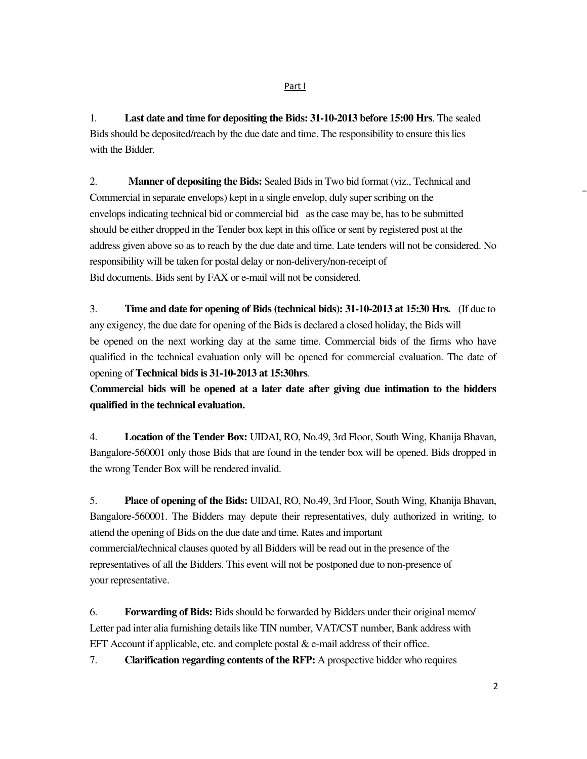Part I

1. **Last date and time for depositing the Bids: 31-10-2013 before 15:00 Hrs**. The sealed Bids should be deposited/reach by the due date and time. The responsibility to ensure this lies with the Bidder.

2. **Manner of depositing the Bids:** Sealed Bids in Two bid format (viz., Technical and Commercial in separate envelops) kept in a single envelop, duly super scribing on the envelops indicating technical bid or commercial bid as the case may be, has to be submitted should be either dropped in the Tender box kept in this office or sent by registered post at the address given above so as to reach by the due date and time. Late tenders will not be considered. No responsibility will be taken for postal delay or non-delivery/non-receipt of Bid documents. Bids sent by FAX or e-mail will not be considered.

3. **Time and date for opening of Bids (technical bids): 31-10-2013 at 15:30 Hrs.** (If due to any exigency, the due date for opening of the Bids is declared a closed holiday, the Bids will be opened on the next working day at the same time. Commercial bids of the firms who have qualified in the technical evaluation only will be opened for commercial evaluation. The date of opening of **Technical bids is 31-10-2013 at 15:30hrs**.

**Commercial bids will be opened at a later date after giving due intimation to the bidders qualified in the technical evaluation.**

4. **Location of the Tender Box:** UIDAI, RO, No.49, 3rd Floor, South Wing, Khanija Bhavan, Bangalore-560001 only those Bids that are found in the tender box will be opened. Bids dropped in the wrong Tender Box will be rendered invalid.

5. **Place of opening of the Bids:** UIDAI, RO, No.49, 3rd Floor, South Wing, Khanija Bhavan, Bangalore-560001. The Bidders may depute their representatives, duly authorized in writing, to attend the opening of Bids on the due date and time. Rates and important commercial/technical clauses quoted by all Bidders will be read out in the presence of the representatives of all the Bidders. This event will not be postponed due to non-presence of your representative.

6. **Forwarding of Bids:** Bids should be forwarded by Bidders under their original memo/ Letter pad inter alia furnishing details like TIN number, VAT/CST number, Bank address with EFT Account if applicable, etc. and complete postal & e-mail address of their office.

7. **Clarification regarding contents of the RFP:** A prospective bidder who requires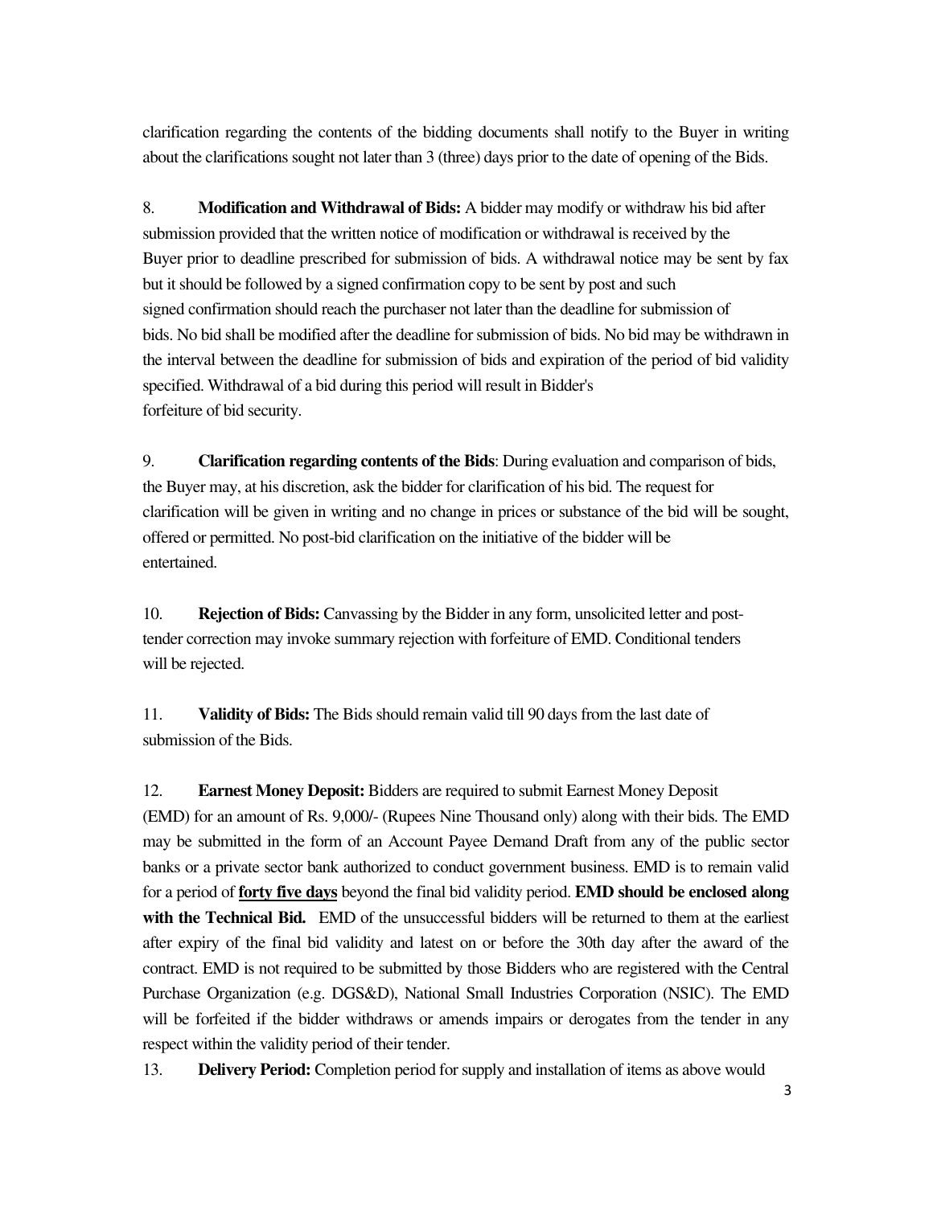clarification regarding the contents of the bidding documents shall notify to the Buyer in writing about the clarifications sought not later than 3 (three) days prior to the date of opening of the Bids.

8. **Modification and Withdrawal of Bids:** A bidder may modify or withdraw his bid after submission provided that the written notice of modification or withdrawal is received by the Buyer prior to deadline prescribed for submission of bids. A withdrawal notice may be sent by fax but it should be followed by a signed confirmation copy to be sent by post and such signed confirmation should reach the purchaser not later than the deadline for submission of bids. No bid shall be modified after the deadline for submission of bids. No bid may be withdrawn in the interval between the deadline for submission of bids and expiration of the period of bid validity specified. Withdrawal of a bid during this period will result in Bidder's forfeiture of bid security.

9. **Clarification regarding contents of the Bids**: During evaluation and comparison of bids, the Buyer may, at his discretion, ask the bidder for clarification of his bid. The request for clarification will be given in writing and no change in prices or substance of the bid will be sought, offered or permitted. No post-bid clarification on the initiative of the bidder will be entertained.

10. **Rejection of Bids:** Canvassing by the Bidder in any form, unsolicited letter and post-tender correction may invoke summary rejection with forfeiture of EMD. Conditional tenders will be rejected.

11. **Validity of Bids:** The Bids should remain valid till 90 days from the last date of submission of the Bids.

12. **Earnest Money Deposit:** Bidders are required to submit Earnest Money Deposit (EMD) for an amount of Rs. 9,000/- (Rupees Nine Thousand only) along with their bids. The EMD may be submitted in the form of an Account Payee Demand Draft from any of the public sector banks or a private sector bank authorized to conduct government business. EMD is to remain valid for a period of **forty five days** beyond the final bid validity period. **EMD should be enclosed along with the Technical Bid.** EMD of the unsuccessful bidders will be returned to them at the earliest after expiry of the final bid validity and latest on or before the 30th day after the award of the contract. EMD is not required to be submitted by those Bidders who are registered with the Central Purchase Organization (e.g. DGS&D), National Small Industries Corporation (NSIC). The EMD will be forfeited if the bidder withdraws or amends impairs or derogates from the tender in any respect within the validity period of their tender.

13. **Delivery Period:** Completion period for supply and installation of items as above would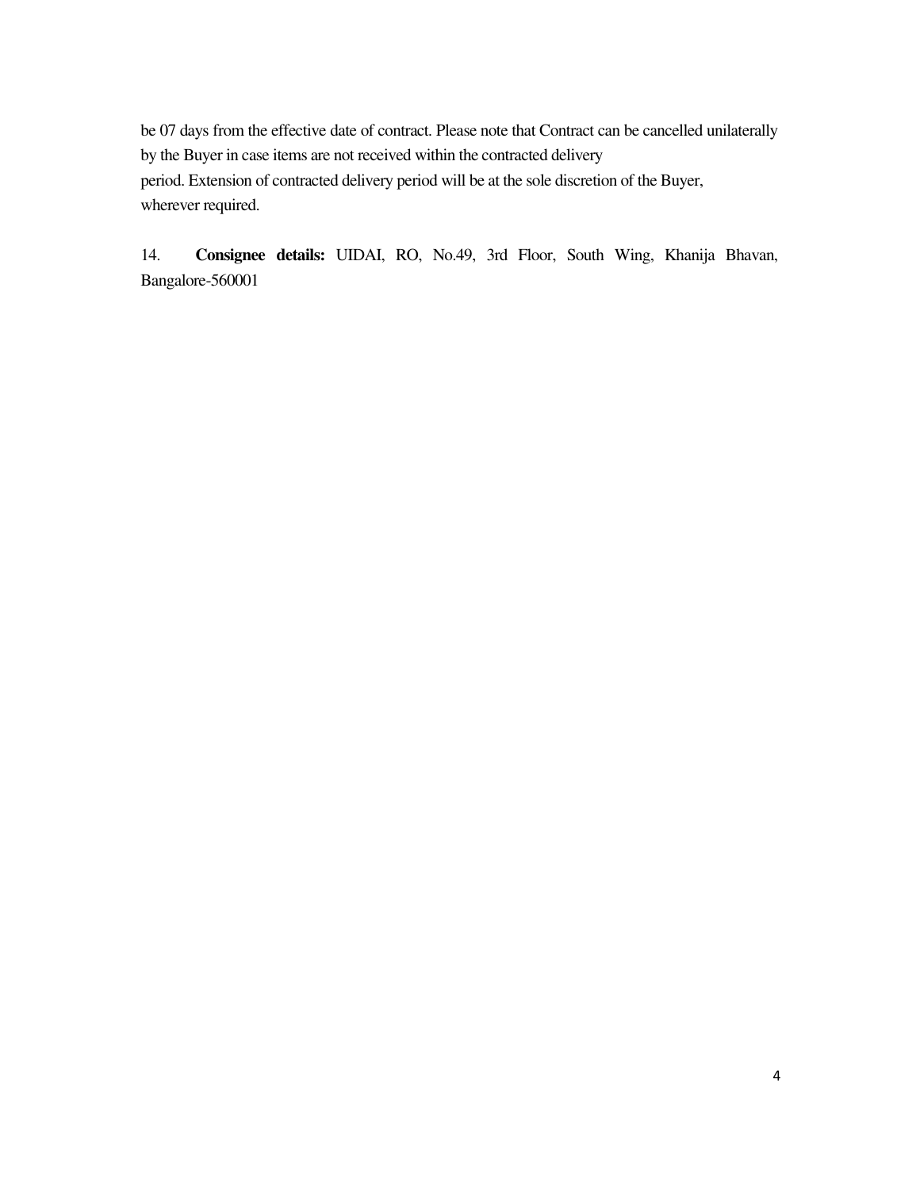be 07 days from the effective date of contract. Please note that Contract can be cancelled unilaterally by the Buyer in case items are not received within the contracted delivery period. Extension of contracted delivery period will be at the sole discretion of the Buyer, wherever required.

14. **Consignee details:** UIDAI, RO, No.49, 3rd Floor, South Wing, Khanija Bhavan, Bangalore-560001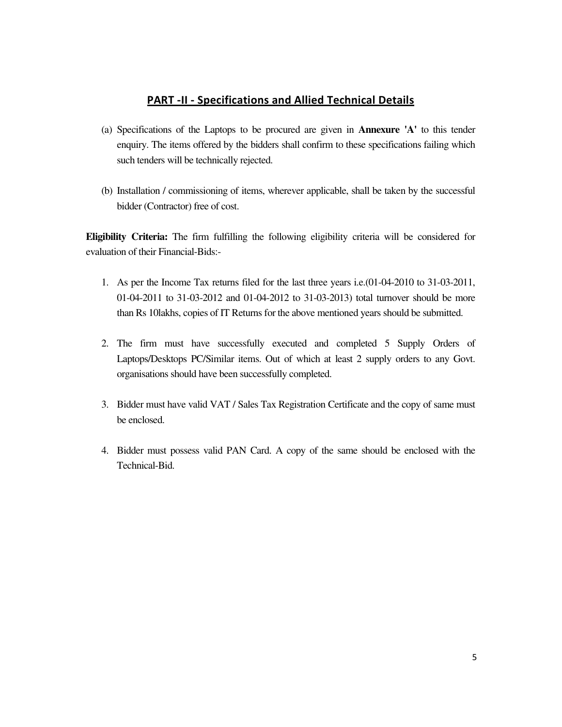## PART -II - Specifications and Allied Technical Details

(a) Specifications of the Laptops to be procured are given in **Annexure 'A'** to this tender enquiry. The items offered by the bidders shall confirm to these specifications failing which such tenders will be technically rejected.

(b) Installation / commissioning of items, wherever applicable, shall be taken by the successful bidder (Contractor) free of cost.

**Eligibility Criteria:** The firm fulfilling the following eligibility criteria will be considered for evaluation of their Financial-Bids:-

1. As per the Income Tax returns filed for the last three years i.e.(01-04-2010 to 31-03-2011, 01-04-2011 to 31-03-2012 and 01-04-2012 to 31-03-2013) total turnover should be more than Rs 10lakhs, copies of IT Returns for the above mentioned years should be submitted.

2. The firm must have successfully executed and completed 5 Supply Orders of Laptops/Desktops PC/Similar items. Out of which at least 2 supply orders to any Govt. organisations should have been successfully completed.

3. Bidder must have valid VAT / Sales Tax Registration Certificate and the copy of same must be enclosed.

4. Bidder must possess valid PAN Card. A copy of the same should be enclosed with the Technical-Bid.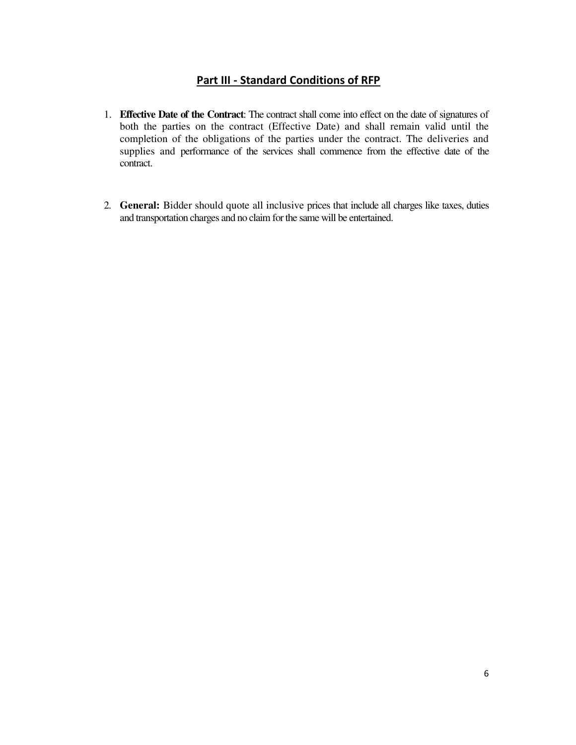## Part III - Standard Conditions of RFP

1. **Effective Date of the Contract**: The contract shall come into effect on the date of signatures of both the parties on the contract (Effective Date) and shall remain valid until the completion of the obligations of the parties under the contract. The deliveries and supplies and performance of the services shall commence from the effective date of the contract.

2. **General:** Bidder should quote all inclusive prices that include all charges like taxes, duties and transportation charges and no claim for the same will be entertained.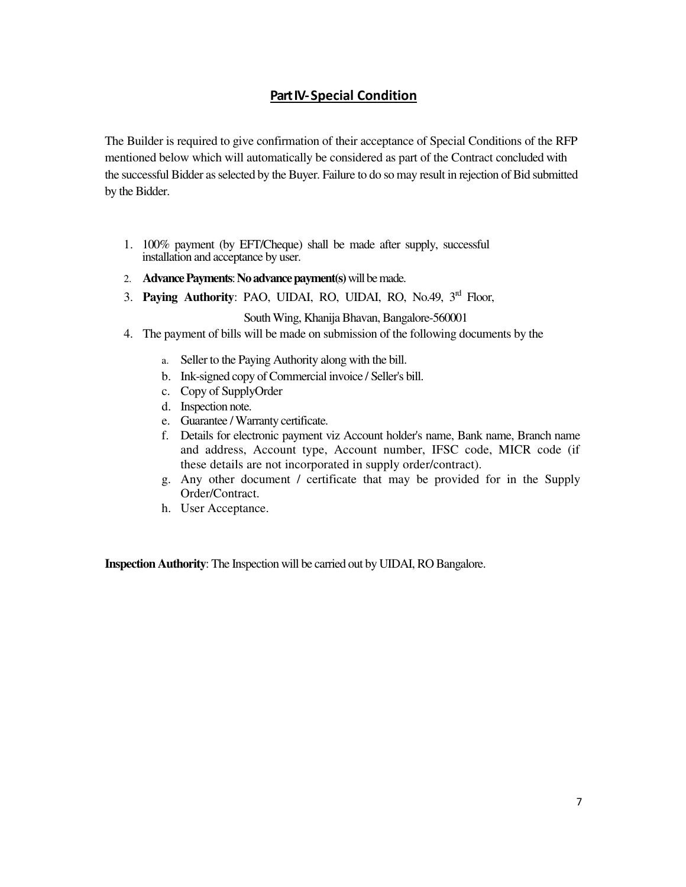## Part IV- Special Condition

The Builder is required to give confirmation of their acceptance of Special Conditions of the RFP mentioned below which will automatically be considered as part of the Contract concluded with the successful Bidder as selected by the Buyer. Failure to do so may result in rejection of Bid submitted by the Bidder.

1. 100% payment (by EFT/Cheque) shall be made after supply, successful installation and acceptance by user.
2. **Advance Payments**: **No advance payment(s)** will be made.
3. **Paying Authority**: PAO, UIDAI, RO, UIDAI, RO, No.49, 3rd Floor,

   South Wing, Khanija Bhavan, Bangalore-560001
4. The payment of bills will be made on submission of the following documents by the
   a. Seller to the Paying Authority along with the bill.
   b. Ink-signed copy of Commercial invoice / Seller's bill.
   c. Copy of SupplyOrder
   d. Inspection note.
   e. Guarantee / Warranty certificate.
   f. Details for electronic payment viz Account holder's name, Bank name, Branch name and address, Account type, Account number, IFSC code, MICR code (if these details are not incorporated in supply order/contract).
   g. Any other document / certificate that may be provided for in the Supply Order/Contract.
   h. User Acceptance.

**Inspection Authority**: The Inspection will be carried out by UIDAI, RO Bangalore.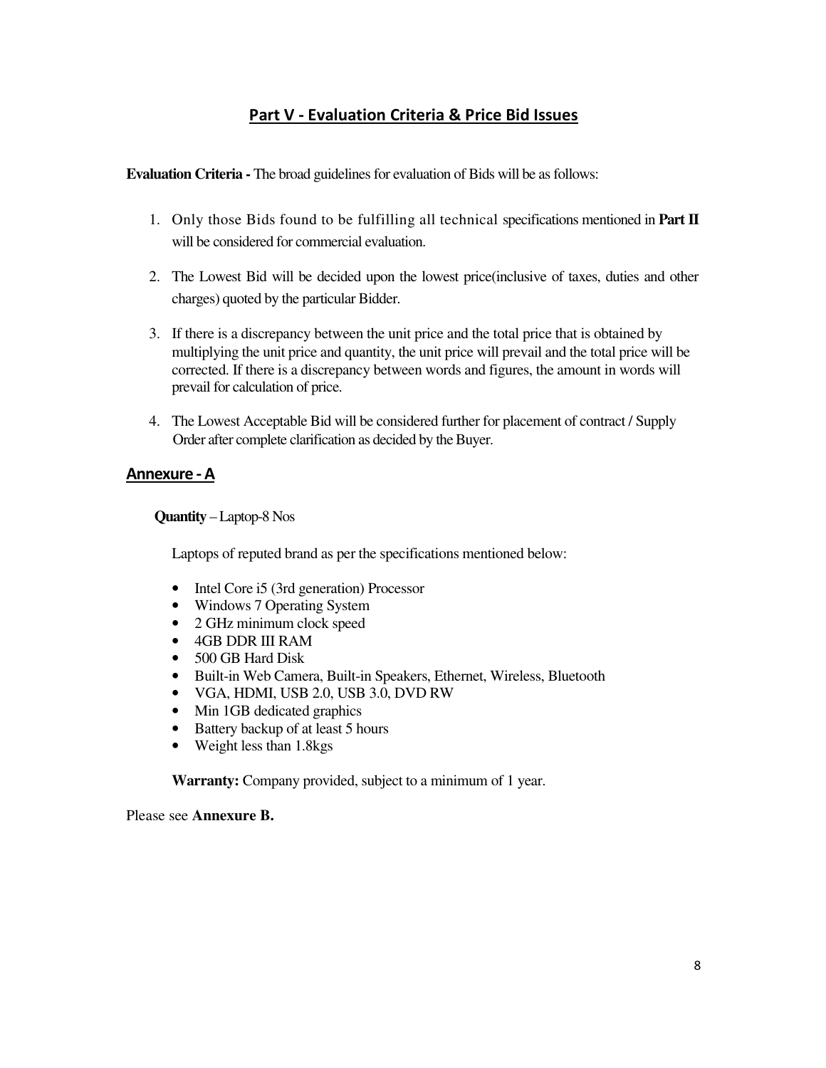## Part V - Evaluation Criteria & Price Bid Issues

**Evaluation Criteria -** The broad guidelines for evaluation of Bids will be as follows:

1. Only those Bids found to be fulfilling all technical specifications mentioned in **Part II** will be considered for commercial evaluation.
2. The Lowest Bid will be decided upon the lowest price(inclusive of taxes, duties and other charges) quoted by the particular Bidder.
3. If there is a discrepancy between the unit price and the total price that is obtained by multiplying the unit price and quantity, the unit price will prevail and the total price will be corrected. If there is a discrepancy between words and figures, the amount in words will prevail for calculation of price.
4. The Lowest Acceptable Bid will be considered further for placement of contract / Supply Order after complete clarification as decided by the Buyer.

### Annexure - A

**Quantity** – Laptop-8 Nos

Laptops of reputed brand as per the specifications mentioned below:

- Intel Core i5 (3rd generation) Processor
- Windows 7 Operating System
- 2 GHz minimum clock speed
- 4GB DDR III RAM
- 500 GB Hard Disk
- Built-in Web Camera, Built-in Speakers, Ethernet, Wireless, Bluetooth
- VGA, HDMI, USB 2.0, USB 3.0, DVD RW
- Min 1GB dedicated graphics
- Battery backup of at least 5 hours
- Weight less than 1.8kgs

**Warranty:** Company provided, subject to a minimum of 1 year.

Please see **Annexure B.**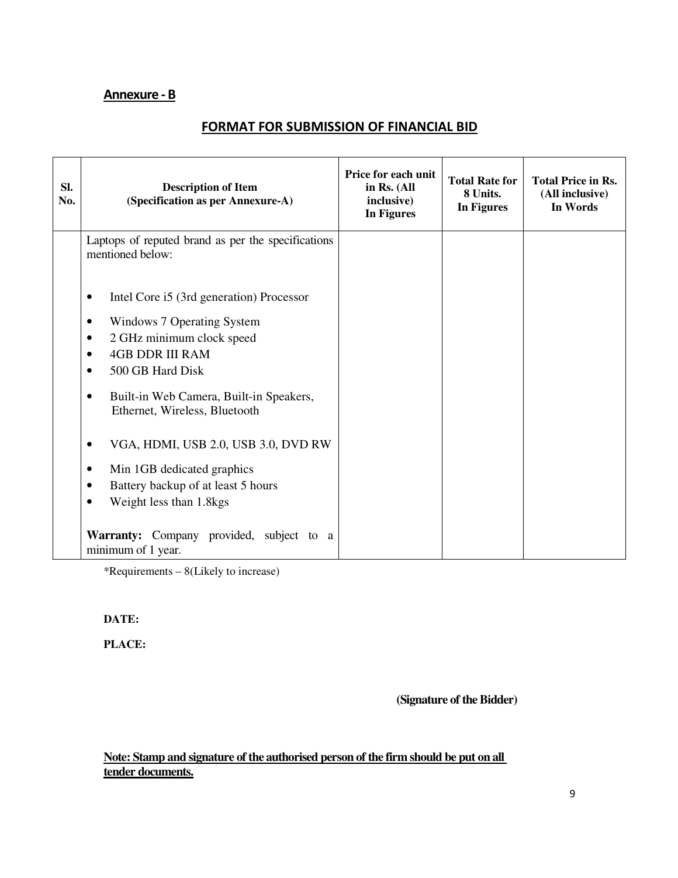**Annexure - B**

## FORMAT FOR SUBMISSION OF FINANCIAL BID

| Sl. No. | Description of Item (Specification as per Annexure-A) | Price for each unit in Rs. (All inclusive) In Figures | Total Rate for 8 Units. In Figures | Total Price in Rs. (All inclusive) In Words |
|---|---|---|---|---|
| | Laptops of reputed brand as per the specifications mentioned below:<br><br>• Intel Core i5 (3rd generation) Processor<br>• Windows 7 Operating System<br>• 2 GHz minimum clock speed<br>• 4GB DDR III RAM<br>• 500 GB Hard Disk<br>• Built-in Web Camera, Built-in Speakers, Ethernet, Wireless, Bluetooth<br>• VGA, HDMI, USB 2.0, USB 3.0, DVD RW<br>• Min 1GB dedicated graphics<br>• Battery backup of at least 5 hours<br>• Weight less than 1.8kgs<br><br>**Warranty:** Company provided, subject to a minimum of 1 year. | | | |

*Requirements – 8(Likely to increase)

**DATE:**

**PLACE:**

**(Signature of the Bidder)**

**Note: Stamp and signature of the authorised person of the firm should be put on all tender documents.**